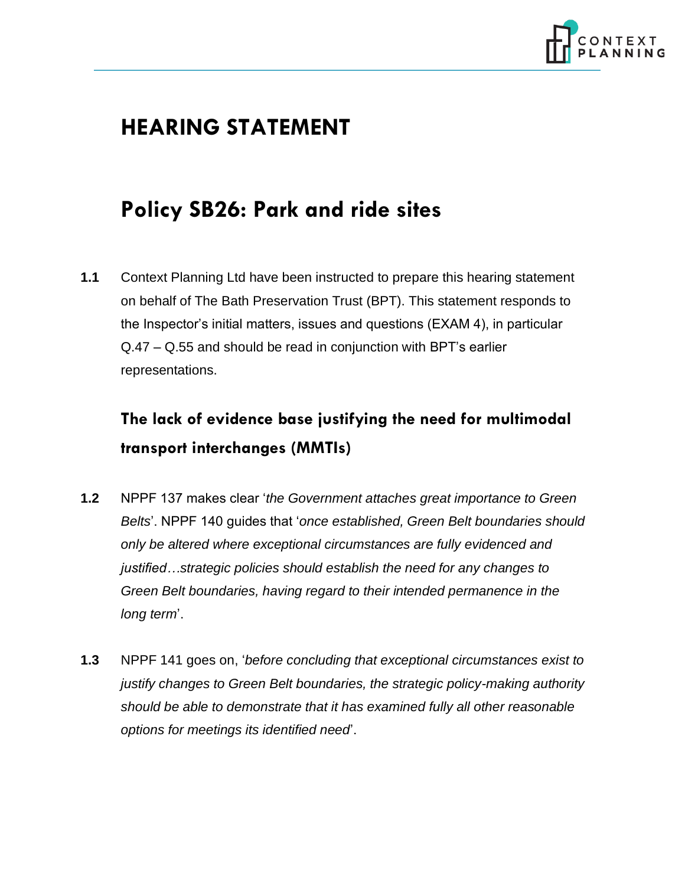# HEARING STATEMENT

## Policy SB26: Park and ride sites

**1.1** Context Planning Ltd have been instructed to prepare this hearing statement on behalf of The Bath Preservation Trust (BPT). This statement responds to the Inspector's initial matters, issues and questions (EXAM 4), in particular Q.47 – Q.55 and should be read in conjunction with BPT's earlier representations.

### The lack of evidence base justifying the need for multimodal transport interchanges (MMTIs)

**1.2** NPPF 137 makes clear '*the Government attaches great importance to Green Belts*'. NPPF 140 guides that '*once established, Green Belt boundaries should only be altered where exceptional circumstances are fully evidenced and justified…strategic policies should establish the need for any changes to Green Belt boundaries, having regard to their intended permanence in the long term*'.

**1.3** NPPF 141 goes on, '*before concluding that exceptional circumstances exist to justify changes to Green Belt boundaries, the strategic policy-making authority should be able to demonstrate that it has examined fully all other reasonable options for meetings its identified need*'.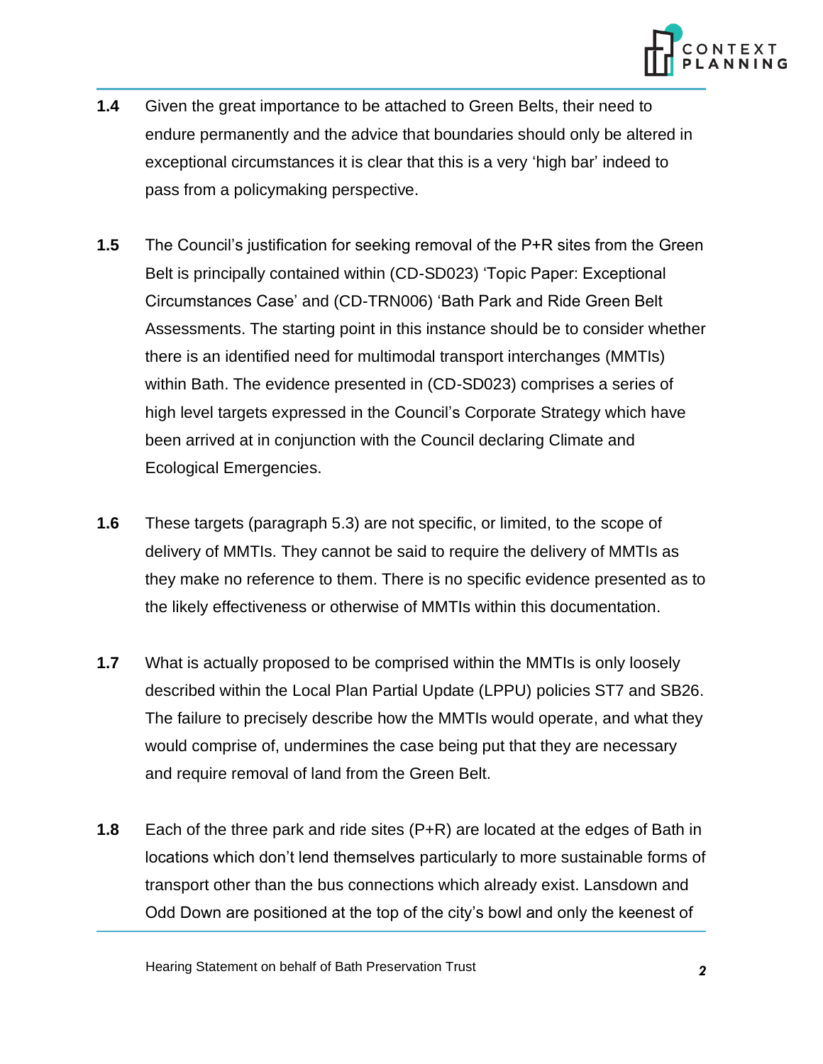**1.4** Given the great importance to be attached to Green Belts, their need to endure permanently and the advice that boundaries should only be altered in exceptional circumstances it is clear that this is a very 'high bar' indeed to pass from a policymaking perspective.

**1.5** The Council's justification for seeking removal of the P+R sites from the Green Belt is principally contained within (CD-SD023) 'Topic Paper: Exceptional Circumstances Case' and (CD-TRN006) 'Bath Park and Ride Green Belt Assessments. The starting point in this instance should be to consider whether there is an identified need for multimodal transport interchanges (MMTIs) within Bath. The evidence presented in (CD-SD023) comprises a series of high level targets expressed in the Council's Corporate Strategy which have been arrived at in conjunction with the Council declaring Climate and Ecological Emergencies.

**1.6** These targets (paragraph 5.3) are not specific, or limited, to the scope of delivery of MMTIs. They cannot be said to require the delivery of MMTIs as they make no reference to them. There is no specific evidence presented as to the likely effectiveness or otherwise of MMTIs within this documentation.

**1.7** What is actually proposed to be comprised within the MMTIs is only loosely described within the Local Plan Partial Update (LPPU) policies ST7 and SB26. The failure to precisely describe how the MMTIs would operate, and what they would comprise of, undermines the case being put that they are necessary and require removal of land from the Green Belt.

**1.8** Each of the three park and ride sites (P+R) are located at the edges of Bath in locations which don't lend themselves particularly to more sustainable forms of transport other than the bus connections which already exist. Lansdown and Odd Down are positioned at the top of the city's bowl and only the keenest of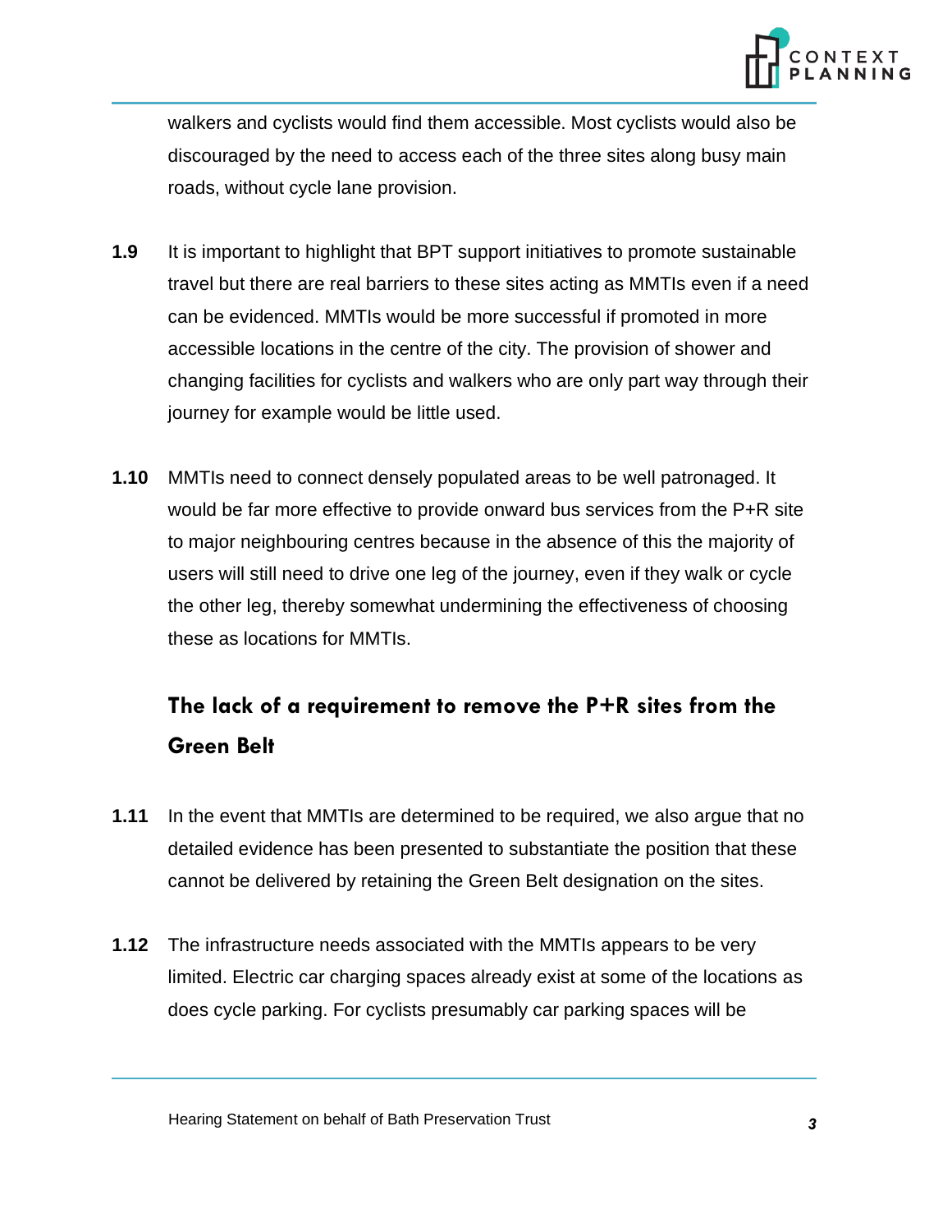walkers and cyclists would find them accessible. Most cyclists would also be discouraged by the need to access each of the three sites along busy main roads, without cycle lane provision.

**1.9** It is important to highlight that BPT support initiatives to promote sustainable travel but there are real barriers to these sites acting as MMTIs even if a need can be evidenced. MMTIs would be more successful if promoted in more accessible locations in the centre of the city. The provision of shower and changing facilities for cyclists and walkers who are only part way through their journey for example would be little used.

**1.10** MMTIs need to connect densely populated areas to be well patronaged. It would be far more effective to provide onward bus services from the P+R site to major neighbouring centres because in the absence of this the majority of users will still need to drive one leg of the journey, even if they walk or cycle the other leg, thereby somewhat undermining the effectiveness of choosing these as locations for MMTIs.

## The lack of a requirement to remove the P+R sites from the Green Belt

**1.11** In the event that MMTIs are determined to be required, we also argue that no detailed evidence has been presented to substantiate the position that these cannot be delivered by retaining the Green Belt designation on the sites.

**1.12** The infrastructure needs associated with the MMTIs appears to be very limited. Electric car charging spaces already exist at some of the locations as does cycle parking. For cyclists presumably car parking spaces will be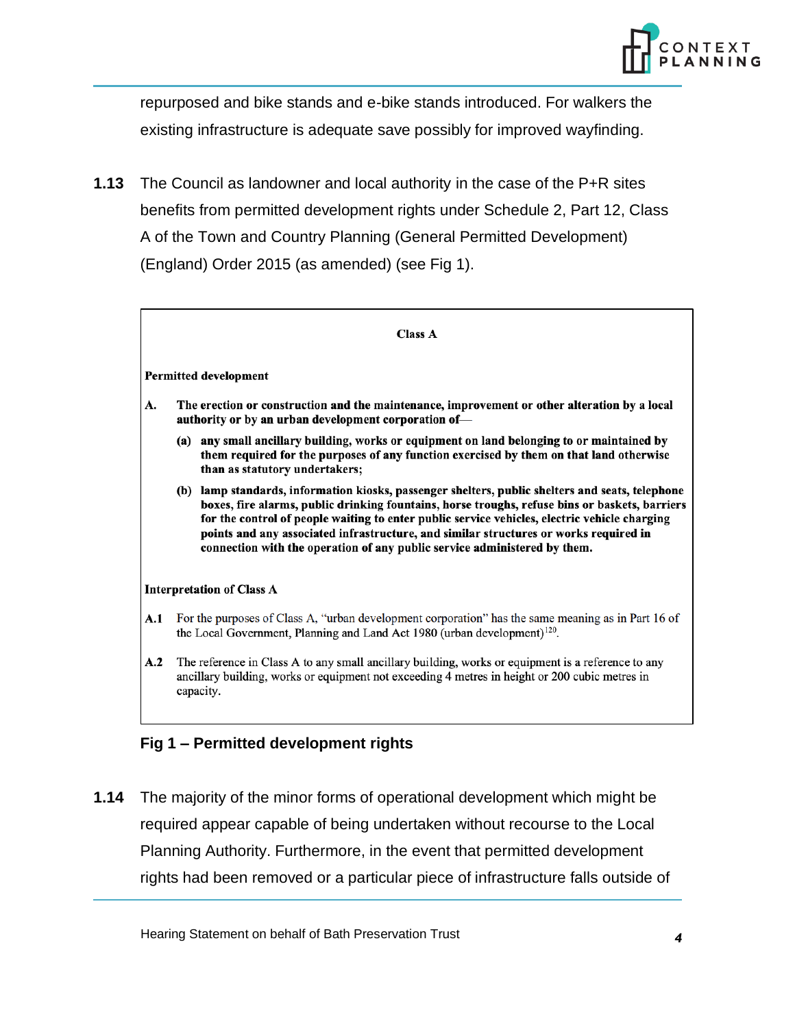repurposed and bike stands and e-bike stands introduced. For walkers the existing infrastructure is adequate save possibly for improved wayfinding.

**1.13** The Council as landowner and local authority in the case of the P+R sites benefits from permitted development rights under Schedule 2, Part 12, Class A of the Town and Country Planning (General Permitted Development) (England) Order 2015 (as amended) (see Fig 1).

> **Class A**
>
> **Permitted development**
>
> **A.** **The erection or construction and the maintenance, improvement or other alteration by a local authority or by an urban development corporation of—**
>
> **(a)** **any small ancillary building, works or equipment on land belonging to or maintained by them required for the purposes of any function exercised by them on that land otherwise than as statutory undertakers;**
>
> **(b)** **lamp standards, information kiosks, passenger shelters, public shelters and seats, telephone boxes, fire alarms, public drinking fountains, horse troughs, refuse bins or baskets, barriers for the control of people waiting to enter public service vehicles, electric vehicle charging points and any associated infrastructure, and similar structures or works required in connection with the operation of any public service administered by them.**
>
> **Interpretation of Class A**
>
> **A.1** For the purposes of Class A, "urban development corporation" has the same meaning as in Part 16 of the Local Government, Planning and Land Act 1980 (urban development)[120].
>
> **A.2** The reference in Class A to any small ancillary building, works or equipment is a reference to any ancillary building, works or equipment not exceeding 4 metres in height or 200 cubic metres in capacity.

**Fig 1 – Permitted development rights**

**1.14** The majority of the minor forms of operational development which might be required appear capable of being undertaken without recourse to the Local Planning Authority. Furthermore, in the event that permitted development rights had been removed or a particular piece of infrastructure falls outside of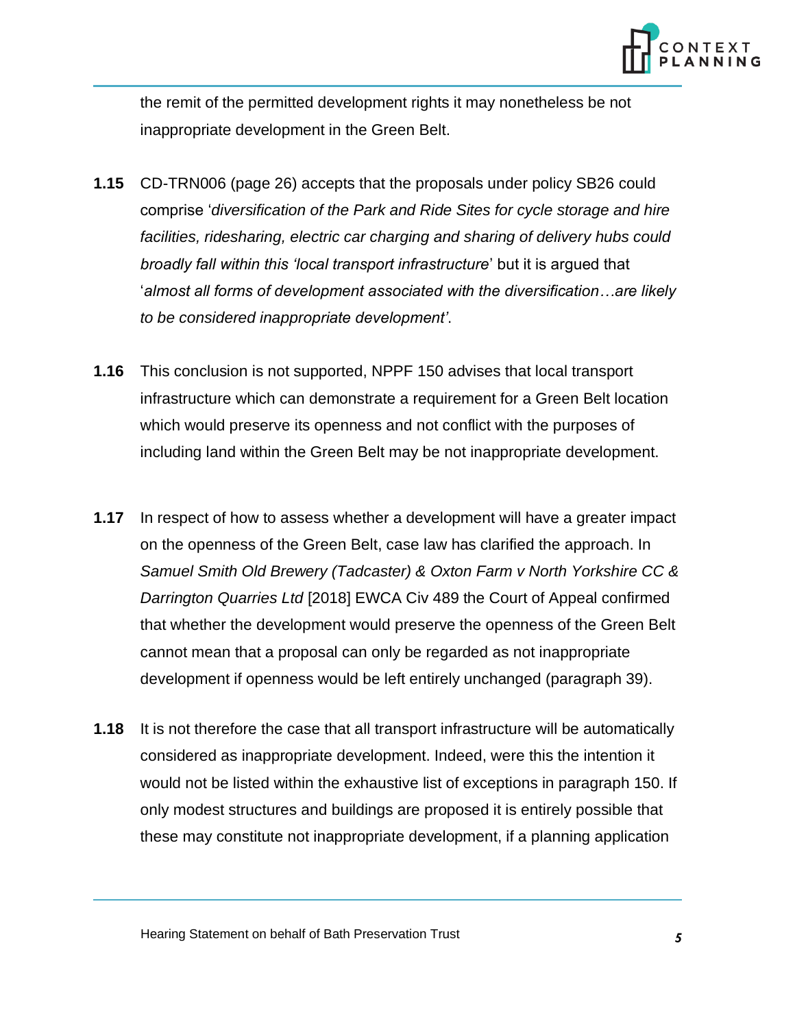the remit of the permitted development rights it may nonetheless be not inappropriate development in the Green Belt.

**1.15** CD-TRN006 (page 26) accepts that the proposals under policy SB26 could comprise '*diversification of the Park and Ride Sites for cycle storage and hire facilities, ridesharing, electric car charging and sharing of delivery hubs could broadly fall within this 'local transport infrastructure*' but it is argued that '*almost all forms of development associated with the diversification…are likely to be considered inappropriate development'*.

**1.16** This conclusion is not supported, NPPF 150 advises that local transport infrastructure which can demonstrate a requirement for a Green Belt location which would preserve its openness and not conflict with the purposes of including land within the Green Belt may be not inappropriate development.

**1.17** In respect of how to assess whether a development will have a greater impact on the openness of the Green Belt, case law has clarified the approach. In *Samuel Smith Old Brewery (Tadcaster) & Oxton Farm v North Yorkshire CC & Darrington Quarries Ltd* [2018] EWCA Civ 489 the Court of Appeal confirmed that whether the development would preserve the openness of the Green Belt cannot mean that a proposal can only be regarded as not inappropriate development if openness would be left entirely unchanged (paragraph 39).

**1.18** It is not therefore the case that all transport infrastructure will be automatically considered as inappropriate development. Indeed, were this the intention it would not be listed within the exhaustive list of exceptions in paragraph 150. If only modest structures and buildings are proposed it is entirely possible that these may constitute not inappropriate development, if a planning application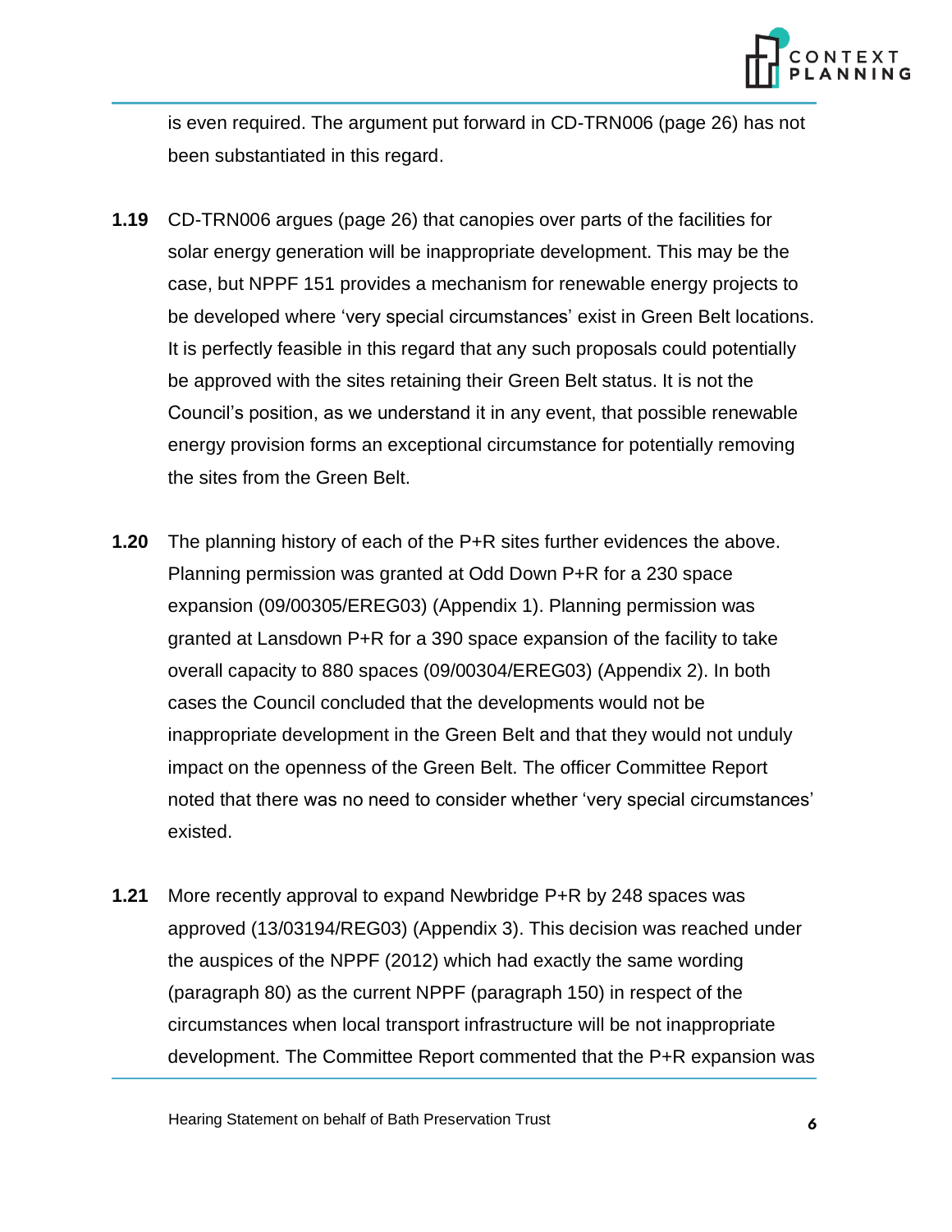is even required. The argument put forward in CD-TRN006 (page 26) has not been substantiated in this regard.

**1.19** CD-TRN006 argues (page 26) that canopies over parts of the facilities for solar energy generation will be inappropriate development. This may be the case, but NPPF 151 provides a mechanism for renewable energy projects to be developed where 'very special circumstances' exist in Green Belt locations. It is perfectly feasible in this regard that any such proposals could potentially be approved with the sites retaining their Green Belt status. It is not the Council's position, as we understand it in any event, that possible renewable energy provision forms an exceptional circumstance for potentially removing the sites from the Green Belt.

**1.20** The planning history of each of the P+R sites further evidences the above. Planning permission was granted at Odd Down P+R for a 230 space expansion (09/00305/EREG03) (Appendix 1). Planning permission was granted at Lansdown P+R for a 390 space expansion of the facility to take overall capacity to 880 spaces (09/00304/EREG03) (Appendix 2). In both cases the Council concluded that the developments would not be inappropriate development in the Green Belt and that they would not unduly impact on the openness of the Green Belt. The officer Committee Report noted that there was no need to consider whether 'very special circumstances' existed.

**1.21** More recently approval to expand Newbridge P+R by 248 spaces was approved (13/03194/REG03) (Appendix 3). This decision was reached under the auspices of the NPPF (2012) which had exactly the same wording (paragraph 80) as the current NPPF (paragraph 150) in respect of the circumstances when local transport infrastructure will be not inappropriate development. The Committee Report commented that the P+R expansion was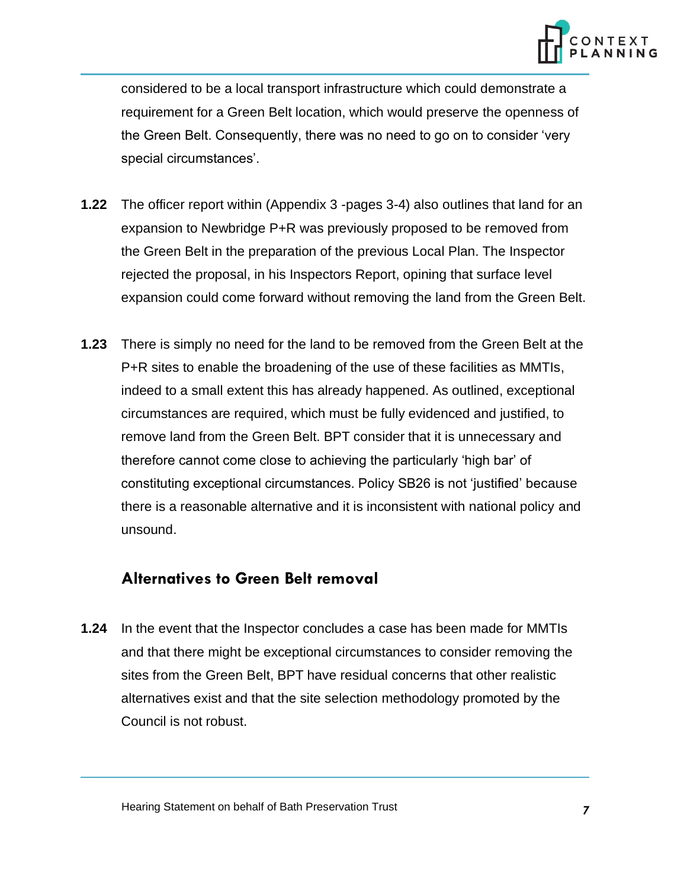considered to be a local transport infrastructure which could demonstrate a requirement for a Green Belt location, which would preserve the openness of the Green Belt. Consequently, there was no need to go on to consider 'very special circumstances'.

**1.22** The officer report within (Appendix 3 -pages 3-4) also outlines that land for an expansion to Newbridge P+R was previously proposed to be removed from the Green Belt in the preparation of the previous Local Plan. The Inspector rejected the proposal, in his Inspectors Report, opining that surface level expansion could come forward without removing the land from the Green Belt.

**1.23** There is simply no need for the land to be removed from the Green Belt at the P+R sites to enable the broadening of the use of these facilities as MMTIs, indeed to a small extent this has already happened. As outlined, exceptional circumstances are required, which must be fully evidenced and justified, to remove land from the Green Belt. BPT consider that it is unnecessary and therefore cannot come close to achieving the particularly 'high bar' of constituting exceptional circumstances. Policy SB26 is not 'justified' because there is a reasonable alternative and it is inconsistent with national policy and unsound.

## Alternatives to Green Belt removal

**1.24** In the event that the Inspector concludes a case has been made for MMTIs and that there might be exceptional circumstances to consider removing the sites from the Green Belt, BPT have residual concerns that other realistic alternatives exist and that the site selection methodology promoted by the Council is not robust.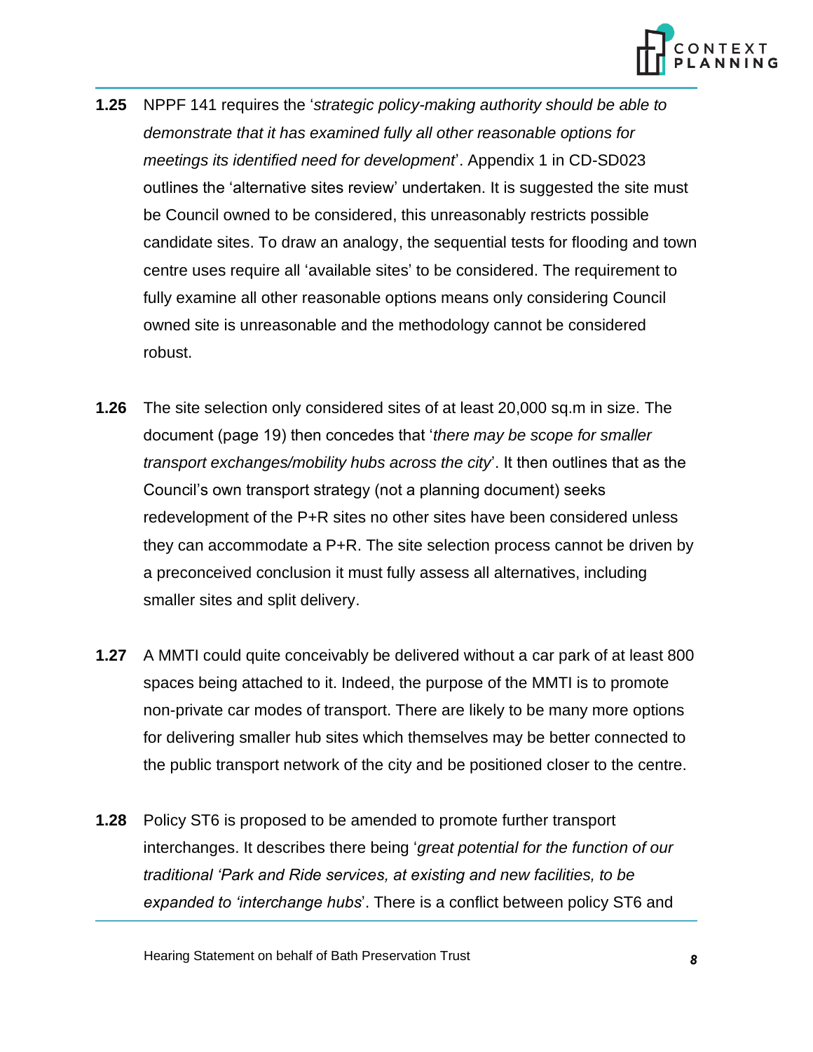**1.25** NPPF 141 requires the '*strategic policy-making authority should be able to demonstrate that it has examined fully all other reasonable options for meetings its identified need for development*'. Appendix 1 in CD-SD023 outlines the 'alternative sites review' undertaken. It is suggested the site must be Council owned to be considered, this unreasonably restricts possible candidate sites. To draw an analogy, the sequential tests for flooding and town centre uses require all 'available sites' to be considered. The requirement to fully examine all other reasonable options means only considering Council owned site is unreasonable and the methodology cannot be considered robust.

**1.26** The site selection only considered sites of at least 20,000 sq.m in size. The document (page 19) then concedes that '*there may be scope for smaller transport exchanges/mobility hubs across the city*'. It then outlines that as the Council's own transport strategy (not a planning document) seeks redevelopment of the P+R sites no other sites have been considered unless they can accommodate a P+R. The site selection process cannot be driven by a preconceived conclusion it must fully assess all alternatives, including smaller sites and split delivery.

**1.27** A MMTI could quite conceivably be delivered without a car park of at least 800 spaces being attached to it. Indeed, the purpose of the MMTI is to promote non-private car modes of transport. There are likely to be many more options for delivering smaller hub sites which themselves may be better connected to the public transport network of the city and be positioned closer to the centre.

**1.28** Policy ST6 is proposed to be amended to promote further transport interchanges. It describes there being '*great potential for the function of our traditional 'Park and Ride services, at existing and new facilities, to be expanded to 'interchange hubs*'. There is a conflict between policy ST6 and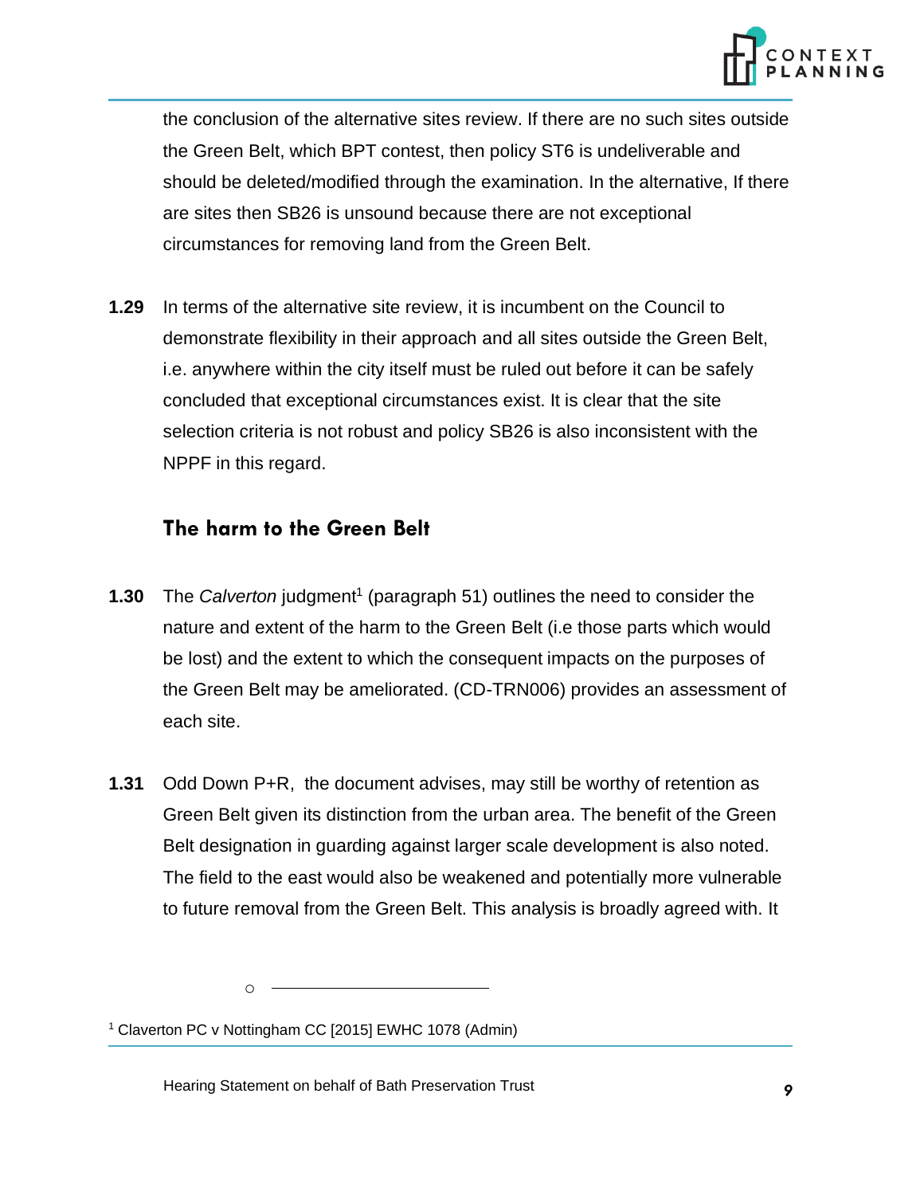the conclusion of the alternative sites review. If there are no such sites outside the Green Belt, which BPT contest, then policy ST6 is undeliverable and should be deleted/modified through the examination. In the alternative, If there are sites then SB26 is unsound because there are not exceptional circumstances for removing land from the Green Belt.

**1.29** In terms of the alternative site review, it is incumbent on the Council to demonstrate flexibility in their approach and all sites outside the Green Belt, i.e. anywhere within the city itself must be ruled out before it can be safely concluded that exceptional circumstances exist. It is clear that the site selection criteria is not robust and policy SB26 is also inconsistent with the NPPF in this regard.

## The harm to the Green Belt

**1.30** The *Calverton* judgment[1] (paragraph 51) outlines the need to consider the nature and extent of the harm to the Green Belt (i.e those parts which would be lost) and the extent to which the consequent impacts on the purposes of the Green Belt may be ameliorated. (CD-TRN006) provides an assessment of each site.

**1.31** Odd Down P+R, the document advises, may still be worthy of retention as Green Belt given its distinction from the urban area. The benefit of the Green Belt designation in guarding against larger scale development is also noted. The field to the east would also be weakened and potentially more vulnerable to future removal from the Green Belt. This analysis is broadly agreed with. It

---

[1] Claverton PC v Nottingham CC [2015] EWHC 1078 (Admin)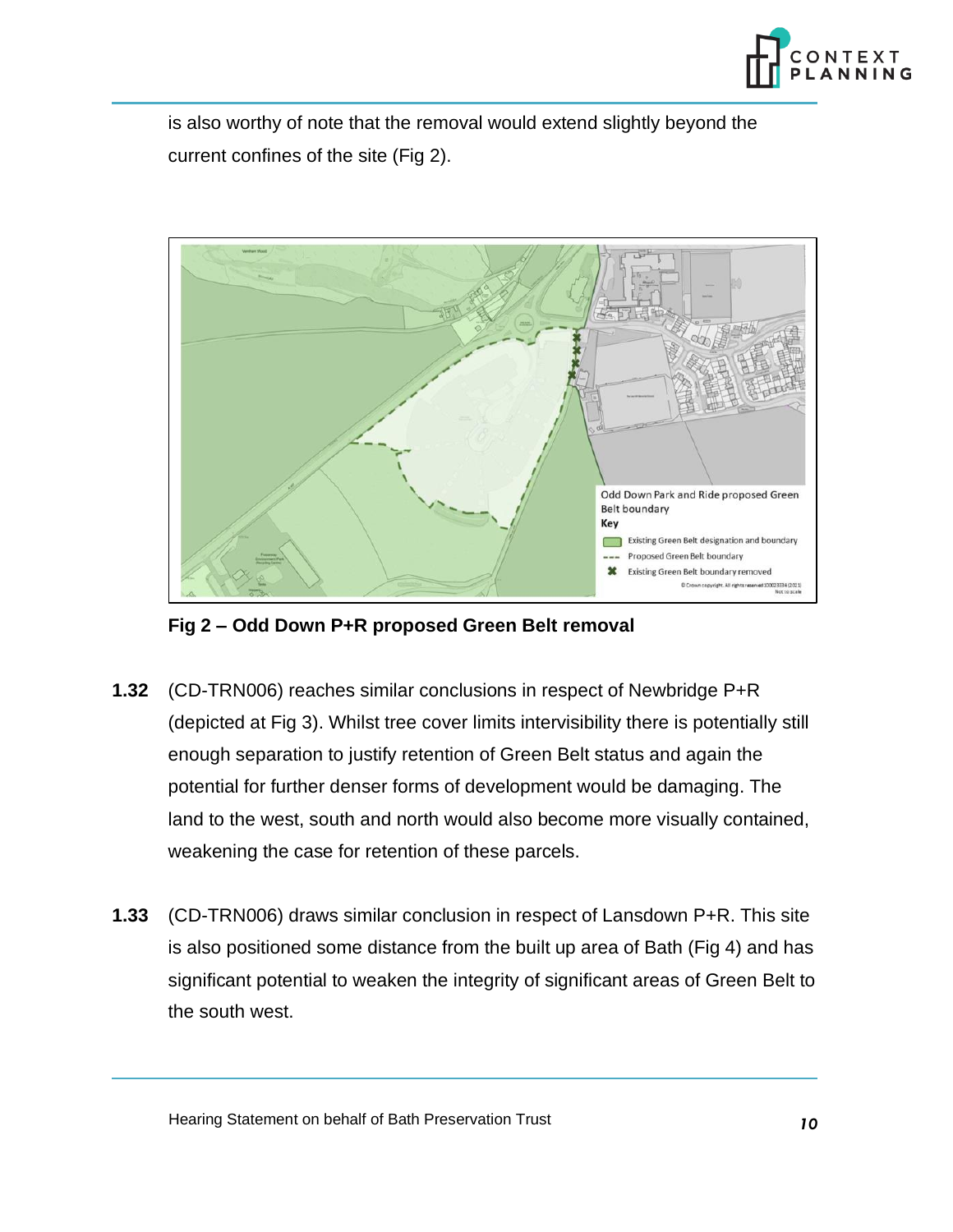is also worthy of note that the removal would extend slightly beyond the current confines of the site (Fig 2).

**Fig 2 – Odd Down P+R proposed Green Belt removal**

**1.32** (CD-TRN006) reaches similar conclusions in respect of Newbridge P+R (depicted at Fig 3). Whilst tree cover limits intervisibility there is potentially still enough separation to justify retention of Green Belt status and again the potential for further denser forms of development would be damaging. The land to the west, south and north would also become more visually contained, weakening the case for retention of these parcels.

**1.33** (CD-TRN006) draws similar conclusion in respect of Lansdown P+R. This site is also positioned some distance from the built up area of Bath (Fig 4) and has significant potential to weaken the integrity of significant areas of Green Belt to the south west.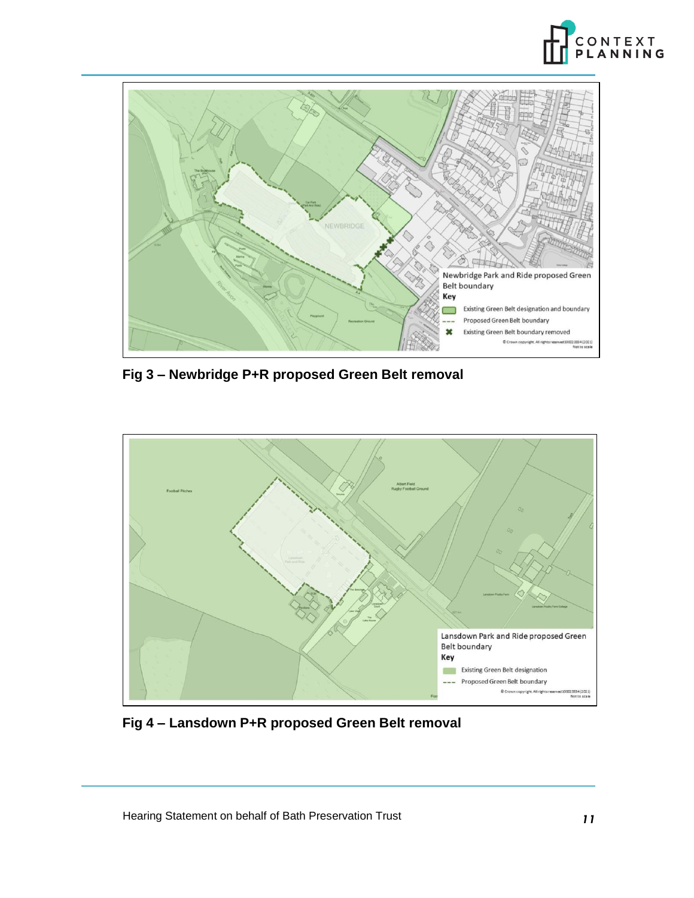**Fig 3 – Newbridge P+R proposed Green Belt removal**

**Fig 4 – Lansdown P+R proposed Green Belt removal**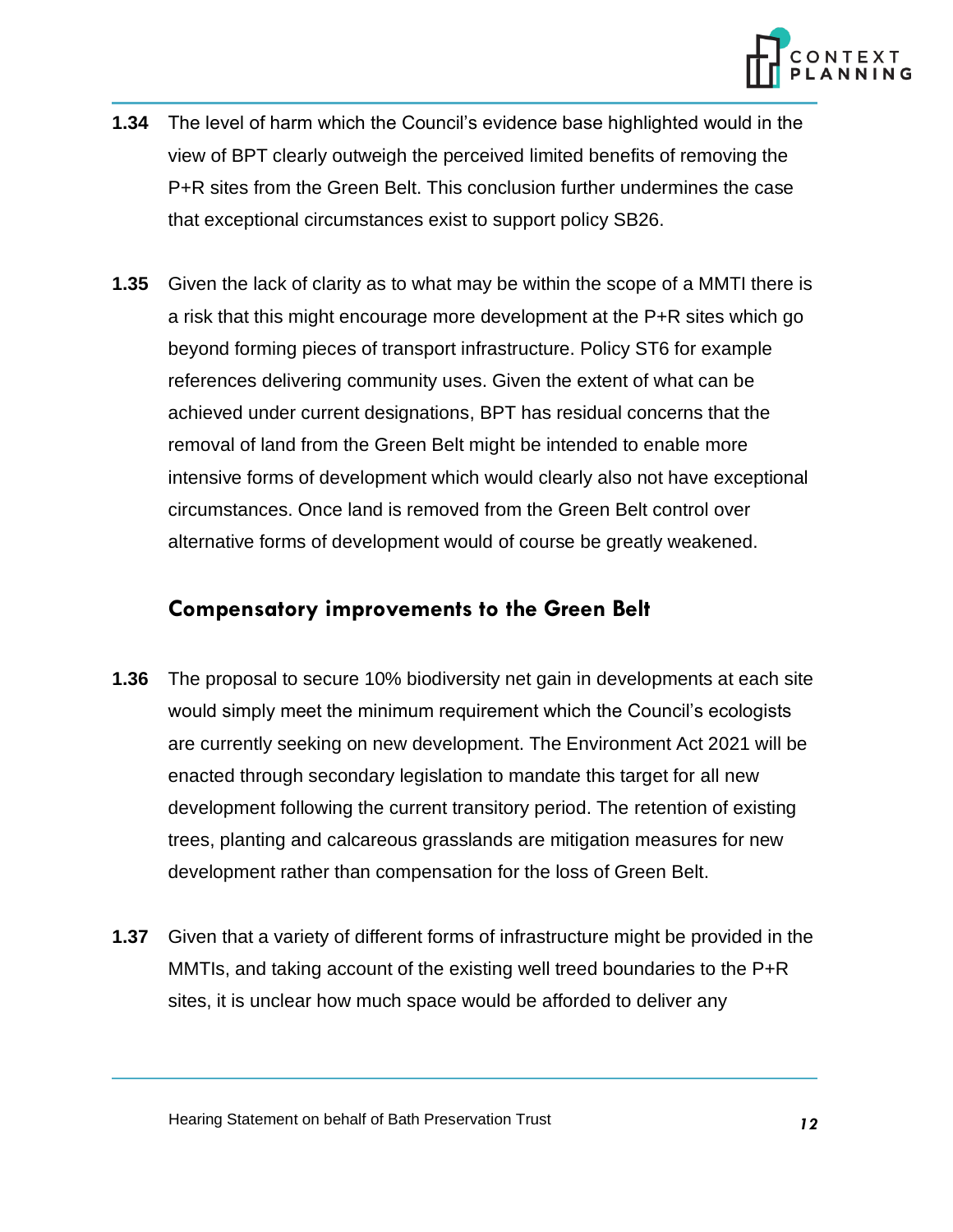**1.34** The level of harm which the Council's evidence base highlighted would in the view of BPT clearly outweigh the perceived limited benefits of removing the P+R sites from the Green Belt. This conclusion further undermines the case that exceptional circumstances exist to support policy SB26.

**1.35** Given the lack of clarity as to what may be within the scope of a MMTI there is a risk that this might encourage more development at the P+R sites which go beyond forming pieces of transport infrastructure. Policy ST6 for example references delivering community uses. Given the extent of what can be achieved under current designations, BPT has residual concerns that the removal of land from the Green Belt might be intended to enable more intensive forms of development which would clearly also not have exceptional circumstances. Once land is removed from the Green Belt control over alternative forms of development would of course be greatly weakened.

## Compensatory improvements to the Green Belt

**1.36** The proposal to secure 10% biodiversity net gain in developments at each site would simply meet the minimum requirement which the Council's ecologists are currently seeking on new development. The Environment Act 2021 will be enacted through secondary legislation to mandate this target for all new development following the current transitory period. The retention of existing trees, planting and calcareous grasslands are mitigation measures for new development rather than compensation for the loss of Green Belt.

**1.37** Given that a variety of different forms of infrastructure might be provided in the MMTIs, and taking account of the existing well treed boundaries to the P+R sites, it is unclear how much space would be afforded to deliver any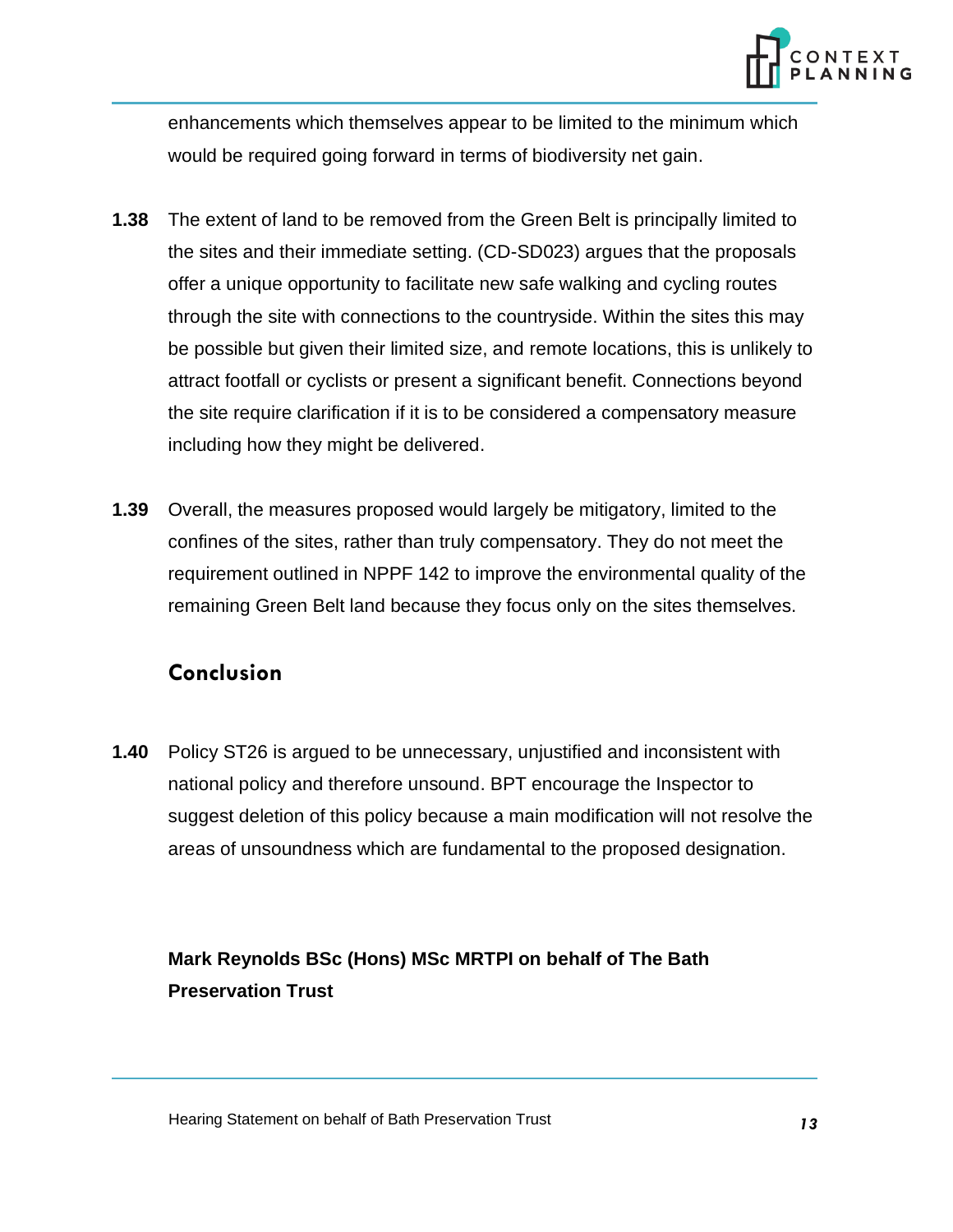enhancements which themselves appear to be limited to the minimum which would be required going forward in terms of biodiversity net gain.

**1.38** The extent of land to be removed from the Green Belt is principally limited to the sites and their immediate setting. (CD-SD023) argues that the proposals offer a unique opportunity to facilitate new safe walking and cycling routes through the site with connections to the countryside. Within the sites this may be possible but given their limited size, and remote locations, this is unlikely to attract footfall or cyclists or present a significant benefit. Connections beyond the site require clarification if it is to be considered a compensatory measure including how they might be delivered.

**1.39** Overall, the measures proposed would largely be mitigatory, limited to the confines of the sites, rather than truly compensatory. They do not meet the requirement outlined in NPPF 142 to improve the environmental quality of the remaining Green Belt land because they focus only on the sites themselves.

## Conclusion

**1.40** Policy ST26 is argued to be unnecessary, unjustified and inconsistent with national policy and therefore unsound. BPT encourage the Inspector to suggest deletion of this policy because a main modification will not resolve the areas of unsoundness which are fundamental to the proposed designation.

**Mark Reynolds BSc (Hons) MSc MRTPI on behalf of The Bath Preservation Trust**